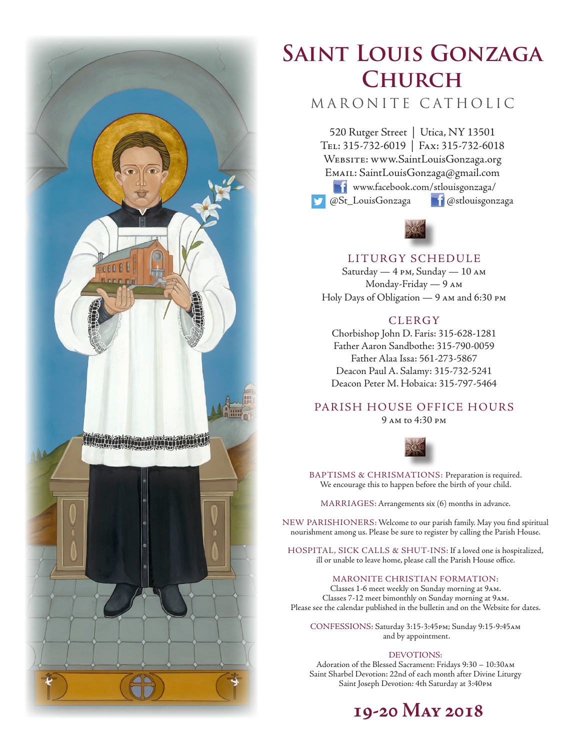# Saint Louis Gonzaga Church

## MARONITE CATHOLIC

520 Rutger Street | Utica, NY 13501
Tel: 315-732-6019 | Fax: 315-732-6018
Website: www.SaintLouisGonzaga.org
Email: SaintLouisGonzaga@gmail.com
www.facebook.com/stlouisgonzaga/
@St_LouisGonzaga @stlouisgonzaga

### LITURGY SCHEDULE

Saturday — 4 pm, Sunday — 10 am
Monday-Friday — 9 am
Holy Days of Obligation — 9 am and 6:30 pm

### CLERGY

Chorbishop John D. Faris: 315-628-1281
Father Aaron Sandbothe: 315-790-0059
Father Alaa Issa: 561-273-5867
Deacon Paul A. Salamy: 315-732-5241
Deacon Peter M. Hobaica: 315-797-5464

### PARISH HOUSE OFFICE HOURS

9 am to 4:30 pm

BAPTISMS & CHRISMATIONS: Preparation is required. We encourage this to happen before the birth of your child.

MARRIAGES: Arrangements six (6) months in advance.

NEW PARISHIONERS: Welcome to our parish family. May you find spiritual nourishment among us. Please be sure to register by calling the Parish House.

HOSPITAL, SICK CALLS & SHUT-INS: If a loved one is hospitalized, ill or unable to leave home, please call the Parish House office.

MARONITE CHRISTIAN FORMATION:
Classes 1-6 meet weekly on Sunday morning at 9am.
Classes 7-12 meet bimonthly on Sunday morning at 9am.
Please see the calendar published in the bulletin and on the Website for dates.

CONFESSIONS: Saturday 3:15-3:45pm; Sunday 9:15-9:45am and by appointment.

DEVOTIONS:
Adoration of the Blessed Sacrament: Fridays 9:30 – 10:30am
Saint Sharbel Devotion: 22nd of each month after Divine Liturgy
Saint Joseph Devotion: 4th Saturday at 3:40pm

## 19-20 May 2018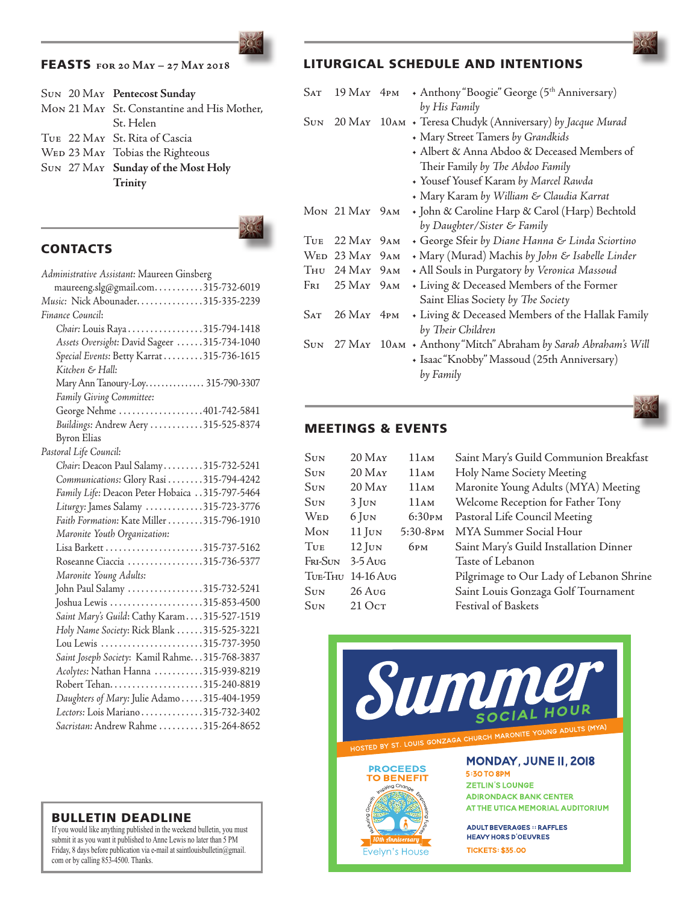## FEASTS for 20 May – 27 May 2018

| | | |
|---|---|---|
| Sun | 20 May | **Pentecost Sunday** |
| Mon | 21 May | St. Constantine and His Mother, St. Helen |
| Tue | 22 May | St. Rita of Cascia |
| Wed | 23 May | Tobias the Righteous |
| Sun | 27 May | **Sunday of the Most Holy Trinity** |

## CONTACTS

*Administrative Assistant:* Maureen Ginsberg
maureeng.slg@gmail.com..........315-732-6019
*Music:* Nick Abounader..............315-335-2239
*Finance Council:*
*Chair:* Louis Raya.................315-794-1418
*Assets Oversight:* David Sageer ......315-734-1040
*Special Events:* Betty Karrat.........315-736-1615
*Kitchen & Hall:*
Mary Ann Tanoury-Loy............... 315-790-3307
*Family Giving Committee:*
George Nehme ...................401-742-5841
*Buildings:* Andrew Aery ............315-525-8374
Byron Elias
*Pastoral Life Council:*
*Chair:* Deacon Paul Salamy.........315-732-5241
*Communications:* Glory Rasi........315-794-4242
*Family Life:* Deacon Peter Hobaica ..315-797-5464
*Liturgy:* James Salamy .............315-723-3776
*Faith Formation:* Kate Miller........315-796-1910
*Maronite Youth Organization:*
Lisa Barkett......................315-737-5162
Roseanne Ciaccia .................315-736-5377
*Maronite Young Adults:*
John Paul Salamy .................315-732-5241
Joshua Lewis .....................315-853-4500
*Saint Mary's Guild:* Cathy Karam....315-527-1519
*Holy Name Society:* Rick Blank ......315-525-3221
Lou Lewis .......................315-737-3950
*Saint Joseph Society:* Kamil Rahme....315-768-3837
*Acolytes:* Nathan Hanna ...........315-939-8219
Robert Tehan......................315-240-8819
*Daughters of Mary:* Julie Adamo.....315-404-1959
*Lectors:* Lois Mariano..............315-732-3402
*Sacristan:* Andrew Rahme ..........315-264-8652

## BULLETIN DEADLINE

If you would like anything published in the weekend bulletin, you must submit it as you want it published to Anne Lewis no later than 5 PM Friday, 8 days before publication via e-mail at saintlouisbulletin@gmail.com or by calling 853-4500. Thanks.

## LITURGICAL SCHEDULE AND INTENTIONS

| | | | |
|---|---|---|---|
| Sat | 19 May | 4pm | • Anthony "Boogie" George (5th Anniversary) *by His Family* |
| Sun | 20 May | 10am | • Teresa Chudyk (Anniversary) *by Jacque Murad* |
| | | | • Mary Street Tamers *by Grandkids* |
| | | | • Albert & Anna Abdoo & Deceased Members of Their Family *by The Abdoo Family* |
| | | | • Yousef Yousef Karam *by Marcel Rawda* |
| | | | • Mary Karam *by William & Claudia Karrat* |
| Mon | 21 May | 9am | • John & Caroline Harp & Carol (Harp) Bechtold *by Daughter/Sister & Family* |
| Tue | 22 May | 9am | • George Sfeir *by Diane Hanna & Linda Sciortino* |
| Wed | 23 May | 9am | • Mary (Murad) Machis *by John & Isabelle Linder* |
| Thu | 24 May | 9am | • All Souls in Purgatory *by Veronica Massoud* |
| Fri | 25 May | 9am | • Living & Deceased Members of the Former Saint Elias Society *by The Society* |
| Sat | 26 May | 4pm | • Living & Deceased Members of the Hallak Family *by Their Children* |
| Sun | 27 May | 10am | • Anthony "Mitch" Abraham *by Sarah Abraham's Will* |
| | | | • Isaac "Knobby" Massoud (25th Anniversary) *by Family* |

## MEETINGS & EVENTS

| | | | |
|---|---|---|---|
| Sun | 20 May | 11am | Saint Mary's Guild Communion Breakfast |
| Sun | 20 May | 11am | Holy Name Society Meeting |
| Sun | 20 May | 11am | Maronite Young Adults (MYA) Meeting |
| Sun | 3 Jun | 11am | Welcome Reception for Father Tony |
| Wed | 6 Jun | 6:30pm | Pastoral Life Council Meeting |
| Mon | 11 Jun | 5:30-8pm | MYA Summer Social Hour |
| Tue | 12 Jun | 6pm | Saint Mary's Guild Installation Dinner |
| Fri-Sun | 3-5 Aug | | Taste of Lebanon |
| Tue-Thu | 14-16 Aug | | Pilgrimage to Our Lady of Lebanon Shrine |
| Sun | 26 Aug | | Saint Louis Gonzaga Golf Tournament |
| Sun | 21 Oct | | Festival of Baskets |

**Summer SOCIAL HOUR**

HOSTED BY ST. LOUIS GONZAGA CHURCH MARONITE YOUNG ADULTS (MYA)

PROCEEDS TO BENEFIT Evelyn's House

**MONDAY, JUNE 11, 2018**
5:30 TO 8PM
ZETLIN'S LOUNGE
ADIRONDACK BANK CENTER
AT THE UTICA MEMORIAL AUDITORIUM

ADULT BEVERAGES :: RAFFLES
HEAVY HORS D'OEUVRES

TICKETS: $35.00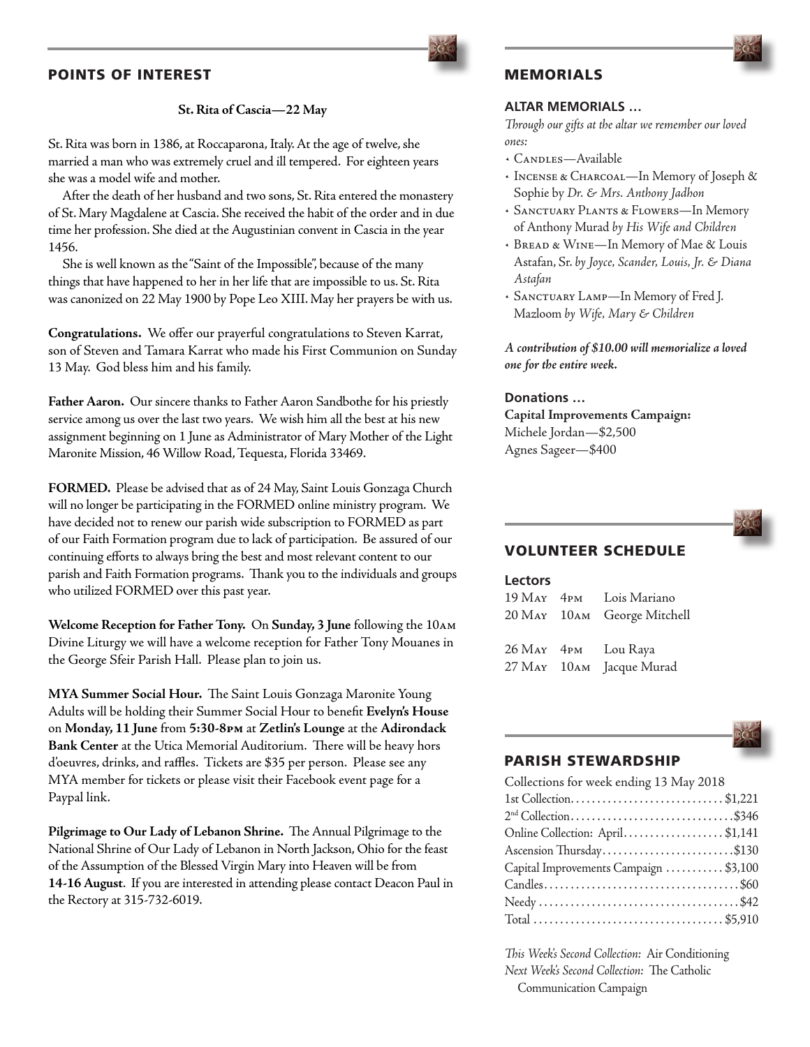## POINTS OF INTEREST

**St. Rita of Cascia—22 May**

St. Rita was born in 1386, at Roccaparona, Italy. At the age of twelve, she married a man who was extremely cruel and ill tempered. For eighteen years she was a model wife and mother.

After the death of her husband and two sons, St. Rita entered the monastery of St. Mary Magdalene at Cascia. She received the habit of the order and in due time her profession. She died at the Augustinian convent in Cascia in the year 1456.

She is well known as the "Saint of the Impossible", because of the many things that have happened to her in her life that are impossible to us. St. Rita was canonized on 22 May 1900 by Pope Leo XIII. May her prayers be with us.

**Congratulations.** We offer our prayerful congratulations to Steven Karrat, son of Steven and Tamara Karrat who made his First Communion on Sunday 13 May. God bless him and his family.

**Father Aaron.** Our sincere thanks to Father Aaron Sandbothe for his priestly service among us over the last two years. We wish him all the best at his new assignment beginning on 1 June as Administrator of Mary Mother of the Light Maronite Mission, 46 Willow Road, Tequesta, Florida 33469.

**FORMED.** Please be advised that as of 24 May, Saint Louis Gonzaga Church will no longer be participating in the FORMED online ministry program. We have decided not to renew our parish wide subscription to FORMED as part of our Faith Formation program due to lack of participation. Be assured of our continuing efforts to always bring the best and most relevant content to our parish and Faith Formation programs. Thank you to the individuals and groups who utilized FORMED over this past year.

**Welcome Reception for Father Tony.** On **Sunday, 3 June** following the 10AM Divine Liturgy we will have a welcome reception for Father Tony Mouanes in the George Sfeir Parish Hall. Please plan to join us.

**MYA Summer Social Hour.** The Saint Louis Gonzaga Maronite Young Adults will be holding their Summer Social Hour to benefit **Evelyn's House** on **Monday, 11 June** from **5:30-8PM** at **Zetlin's Lounge** at the **Adirondack Bank Center** at the Utica Memorial Auditorium. There will be heavy hors d'oeuvres, drinks, and raffles. Tickets are $35 per person. Please see any MYA member for tickets or please visit their Facebook event page for a Paypal link.

**Pilgrimage to Our Lady of Lebanon Shrine.** The Annual Pilgrimage to the National Shrine of Our Lady of Lebanon in North Jackson, Ohio for the feast of the Assumption of the Blessed Virgin Mary into Heaven will be from **14-16 August**. If you are interested in attending please contact Deacon Paul in the Rectory at 315-732-6019.

## MEMORIALS

### ALTAR MEMORIALS …

*Through our gifts at the altar we remember our loved ones:*

- Candles—Available
- Incense & Charcoal—In Memory of Joseph & Sophie by *Dr. & Mrs. Anthony Jadhon*
- Sanctuary Plants & Flowers—In Memory of Anthony Murad *by His Wife and Children*
- Bread & Wine—In Memory of Mae & Louis Astafan, Sr. *by Joyce, Scander, Louis, Jr. & Diana Astafan*
- Sanctuary Lamp—In Memory of Fred J. Mazloom *by Wife, Mary & Children*

***A contribution of $10.00 will memorialize a loved one for the entire week.***

### Donations …

**Capital Improvements Campaign:**
Michele Jordan—$2,500
Agnes Sageer—$400

## VOLUNTEER SCHEDULE

### Lectors

| | | |
|---|---|---|
| 19 May | 4PM | Lois Mariano |
| 20 May | 10AM | George Mitchell |
| 26 May | 4PM | Lou Raya |
| 27 May | 10AM | Jacque Murad |

## PARISH STEWARDSHIP

Collections for week ending 13 May 2018

| | |
|---|---|
| 1st Collection | $1,221 |
| 2nd Collection | $346 |
| Online Collection: April | $1,141 |
| Ascension Thursday | $130 |
| Capital Improvements Campaign | $3,100 |
| Candles | $60 |
| Needy | $42 |
| Total | $5,910 |

*This Week's Second Collection:* Air Conditioning
*Next Week's Second Collection:* The Catholic Communication Campaign